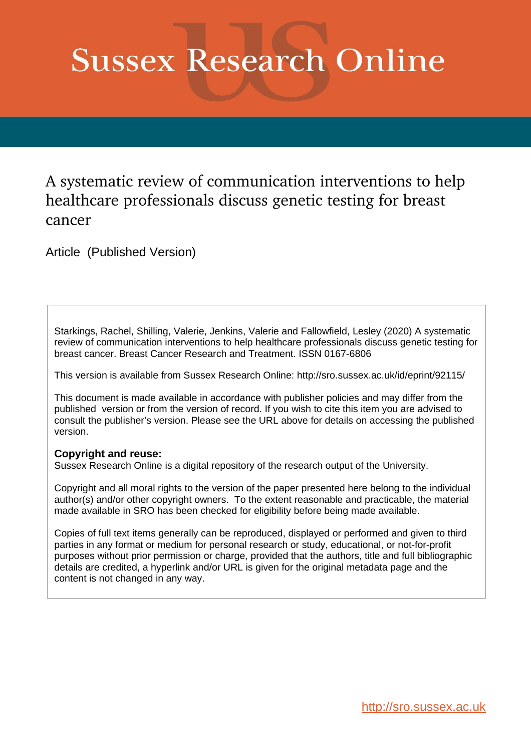# Sussex Research Online

## A systematic review of communication interventions to help healthcare professionals discuss genetic testing for breast cancer

Article (Published Version)

Starkings, Rachel, Shilling, Valerie, Jenkins, Valerie and Fallowfield, Lesley (2020) A systematic review of communication interventions to help healthcare professionals discuss genetic testing for breast cancer. Breast Cancer Research and Treatment. ISSN 0167-6806

This version is available from Sussex Research Online: http://sro.sussex.ac.uk/id/eprint/92115/

This document is made available in accordance with publisher policies and may differ from the published version or from the version of record. If you wish to cite this item you are advised to consult the publisher's version. Please see the URL above for details on accessing the published version.

**Copyright and reuse:**
Sussex Research Online is a digital repository of the research output of the University.

Copyright and all moral rights to the version of the paper presented here belong to the individual author(s) and/or other copyright owners. To the extent reasonable and practicable, the material made available in SRO has been checked for eligibility before being made available.

Copies of full text items generally can be reproduced, displayed or performed and given to third parties in any format or medium for personal research or study, educational, or not-for-profit purposes without prior permission or charge, provided that the authors, title and full bibliographic details are credited, a hyperlink and/or URL is given for the original metadata page and the content is not changed in any way.

http://sro.sussex.ac.uk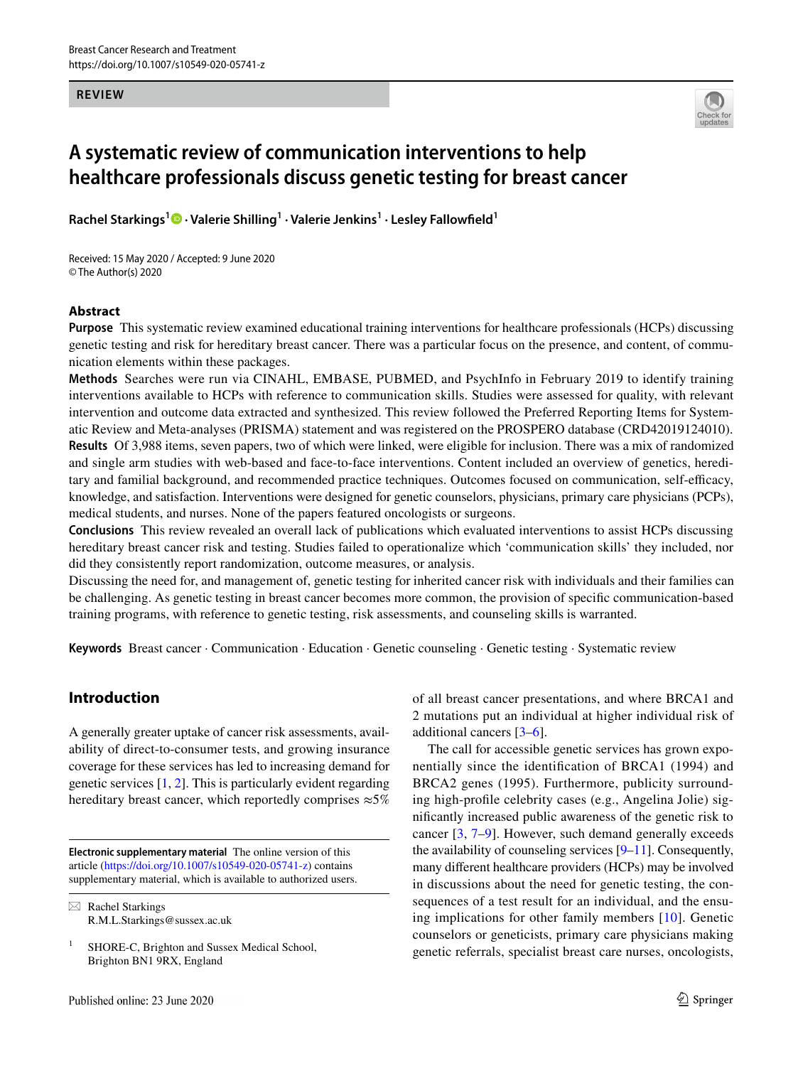Breast Cancer Research and Treatment
https://doi.org/10.1007/s10549-020-05741-z

**REVIEW**

# A systematic review of communication interventions to help healthcare professionals discuss genetic testing for breast cancer

**Rachel Starkings[1] · Valerie Shilling[1] · Valerie Jenkins[1] · Lesley Fallowfield[1]**

Received: 15 May 2020 / Accepted: 9 June 2020
© The Author(s) 2020

## Abstract

**Purpose** This systematic review examined educational training interventions for healthcare professionals (HCPs) discussing genetic testing and risk for hereditary breast cancer. There was a particular focus on the presence, and content, of communication elements within these packages.

**Methods** Searches were run via CINAHL, EMBASE, PUBMED, and PsychInfo in February 2019 to identify training interventions available to HCPs with reference to communication skills. Studies were assessed for quality, with relevant intervention and outcome data extracted and synthesized. This review followed the Preferred Reporting Items for Systematic Review and Meta-analyses (PRISMA) statement and was registered on the PROSPERO database (CRD42019124010).

**Results** Of 3,988 items, seven papers, two of which were linked, were eligible for inclusion. There was a mix of randomized and single arm studies with web-based and face-to-face interventions. Content included an overview of genetics, hereditary and familial background, and recommended practice techniques. Outcomes focused on communication, self-efficacy, knowledge, and satisfaction. Interventions were designed for genetic counselors, physicians, primary care physicians (PCPs), medical students, and nurses. None of the papers featured oncologists or surgeons.

**Conclusions** This review revealed an overall lack of publications which evaluated interventions to assist HCPs discussing hereditary breast cancer risk and testing. Studies failed to operationalize which 'communication skills' they included, nor did they consistently report randomization, outcome measures, or analysis.

Discussing the need for, and management of, genetic testing for inherited cancer risk with individuals and their families can be challenging. As genetic testing in breast cancer becomes more common, the provision of specific communication-based training programs, with reference to genetic testing, risk assessments, and counseling skills is warranted.

**Keywords** Breast cancer · Communication · Education · Genetic counseling · Genetic testing · Systematic review

## Introduction

A generally greater uptake of cancer risk assessments, availability of direct-to-consumer tests, and growing insurance coverage for these services has led to increasing demand for genetic services [1, 2]. This is particularly evident regarding hereditary breast cancer, which reportedly comprises ≈5% of all breast cancer presentations, and where BRCA1 and 2 mutations put an individual at higher individual risk of additional cancers [3–6].

The call for accessible genetic services has grown exponentially since the identification of BRCA1 (1994) and BRCA2 genes (1995). Furthermore, publicity surrounding high-profile celebrity cases (e.g., Angelina Jolie) significantly increased public awareness of the genetic risk to cancer [3, 7–9]. However, such demand generally exceeds the availability of counseling services [9–11]. Consequently, many different healthcare providers (HCPs) may be involved in discussions about the need for genetic testing, the consequences of a test result for an individual, and the ensuing implications for other family members [10]. Genetic counselors or geneticists, primary care physicians making genetic referrals, specialist breast care nurses, oncologists,

**Electronic supplementary material** The online version of this article (https://doi.org/10.1007/s10549-020-05741-z) contains supplementary material, which is available to authorized users.

✉ Rachel Starkings
R.M.L.Starkings@sussex.ac.uk

[1] SHORE-C, Brighton and Sussex Medical School, Brighton BN1 9RX, England

Published online: 23 June 2020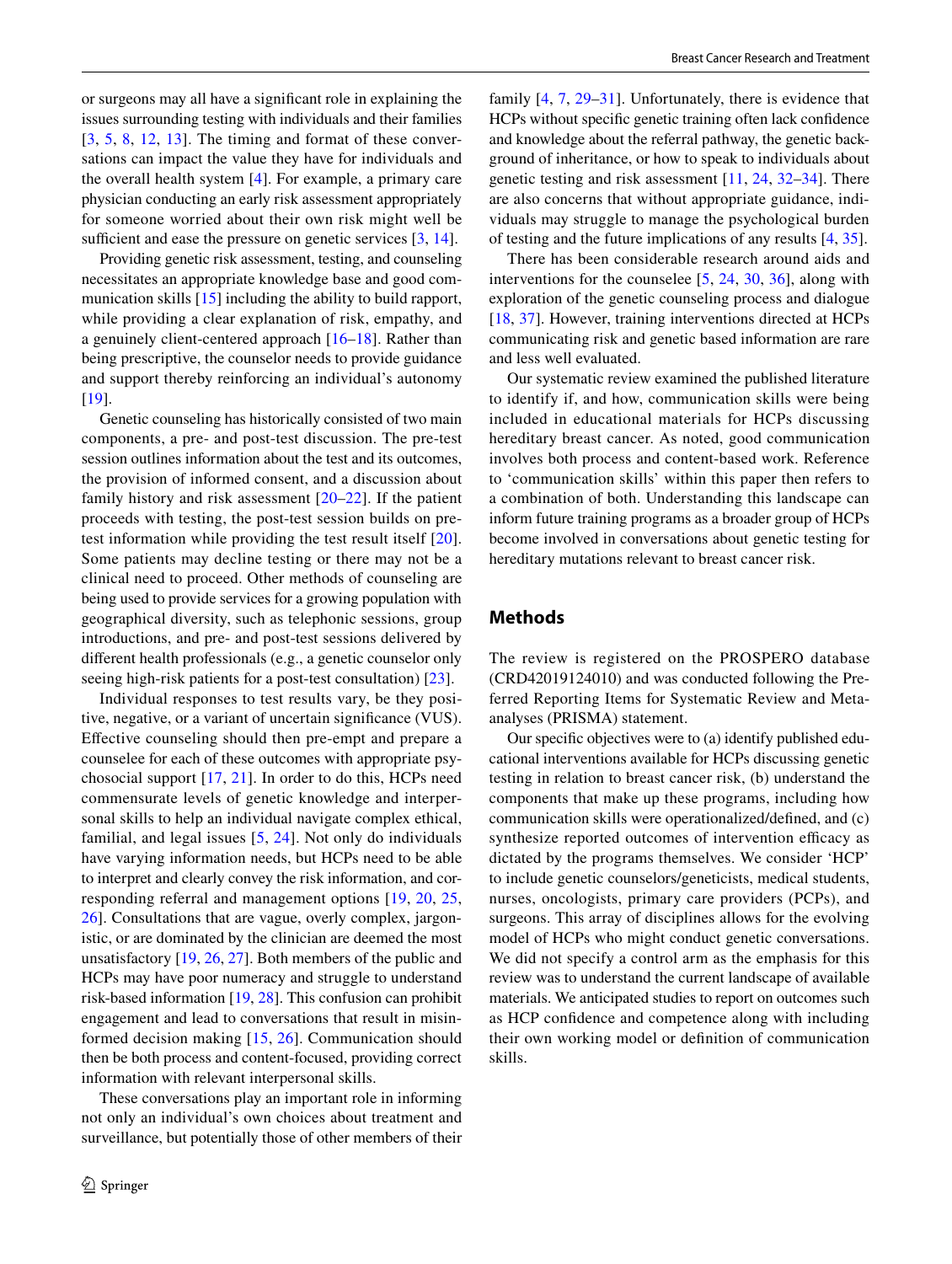or surgeons may all have a significant role in explaining the issues surrounding testing with individuals and their families [3, 5, 8, 12, 13]. The timing and format of these conversations can impact the value they have for individuals and the overall health system [4]. For example, a primary care physician conducting an early risk assessment appropriately for someone worried about their own risk might well be sufficient and ease the pressure on genetic services [3, 14].

Providing genetic risk assessment, testing, and counseling necessitates an appropriate knowledge base and good communication skills [15] including the ability to build rapport, while providing a clear explanation of risk, empathy, and a genuinely client-centered approach [16–18]. Rather than being prescriptive, the counselor needs to provide guidance and support thereby reinforcing an individual's autonomy [19].

Genetic counseling has historically consisted of two main components, a pre- and post-test discussion. The pre-test session outlines information about the test and its outcomes, the provision of informed consent, and a discussion about family history and risk assessment [20–22]. If the patient proceeds with testing, the post-test session builds on pre-test information while providing the test result itself [20]. Some patients may decline testing or there may not be a clinical need to proceed. Other methods of counseling are being used to provide services for a growing population with geographical diversity, such as telephonic sessions, group introductions, and pre- and post-test sessions delivered by different health professionals (e.g., a genetic counselor only seeing high-risk patients for a post-test consultation) [23].

Individual responses to test results vary, be they positive, negative, or a variant of uncertain significance (VUS). Effective counseling should then pre-empt and prepare a counselee for each of these outcomes with appropriate psychosocial support [17, 21]. In order to do this, HCPs need commensurate levels of genetic knowledge and interpersonal skills to help an individual navigate complex ethical, familial, and legal issues [5, 24]. Not only do individuals have varying information needs, but HCPs need to be able to interpret and clearly convey the risk information, and corresponding referral and management options [19, 20, 25, 26]. Consultations that are vague, overly complex, jargonistic, or are dominated by the clinician are deemed the most unsatisfactory [19, 26, 27]. Both members of the public and HCPs may have poor numeracy and struggle to understand risk-based information [19, 28]. This confusion can prohibit engagement and lead to conversations that result in misinformed decision making [15, 26]. Communication should then be both process and content-focused, providing correct information with relevant interpersonal skills.

These conversations play an important role in informing not only an individual's own choices about treatment and surveillance, but potentially those of other members of their family [4, 7, 29–31]. Unfortunately, there is evidence that HCPs without specific genetic training often lack confidence and knowledge about the referral pathway, the genetic background of inheritance, or how to speak to individuals about genetic testing and risk assessment [11, 24, 32–34]. There are also concerns that without appropriate guidance, individuals may struggle to manage the psychological burden of testing and the future implications of any results [4, 35].

There has been considerable research around aids and interventions for the counselee [5, 24, 30, 36], along with exploration of the genetic counseling process and dialogue [18, 37]. However, training interventions directed at HCPs communicating risk and genetic based information are rare and less well evaluated.

Our systematic review examined the published literature to identify if, and how, communication skills were being included in educational materials for HCPs discussing hereditary breast cancer. As noted, good communication involves both process and content-based work. Reference to 'communication skills' within this paper then refers to a combination of both. Understanding this landscape can inform future training programs as a broader group of HCPs become involved in conversations about genetic testing for hereditary mutations relevant to breast cancer risk.

## Methods

The review is registered on the PROSPERO database (CRD42019124010) and was conducted following the Preferred Reporting Items for Systematic Review and Meta-analyses (PRISMA) statement.

Our specific objectives were to (a) identify published educational interventions available for HCPs discussing genetic testing in relation to breast cancer risk, (b) understand the components that make up these programs, including how communication skills were operationalized/defined, and (c) synthesize reported outcomes of intervention efficacy as dictated by the programs themselves. We consider 'HCP' to include genetic counselors/geneticists, medical students, nurses, oncologists, primary care providers (PCPs), and surgeons. This array of disciplines allows for the evolving model of HCPs who might conduct genetic conversations. We did not specify a control arm as the emphasis for this review was to understand the current landscape of available materials. We anticipated studies to report on outcomes such as HCP confidence and competence along with including their own working model or definition of communication skills.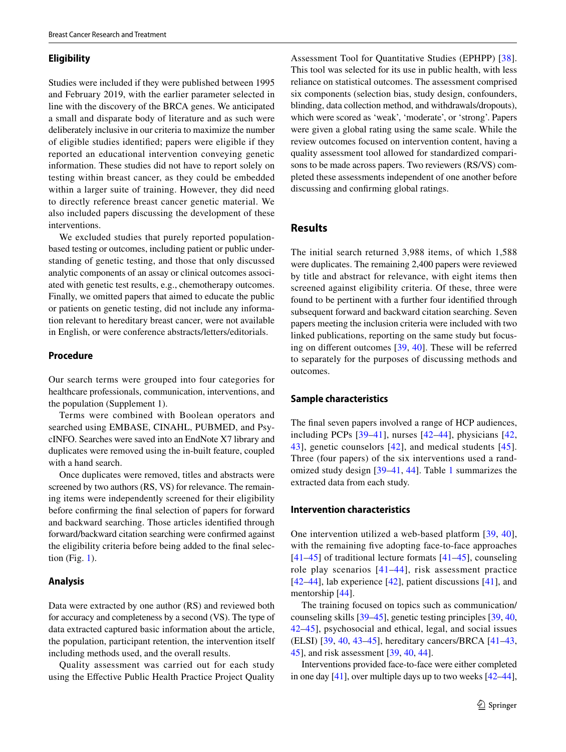### Eligibility

Studies were included if they were published between 1995 and February 2019, with the earlier parameter selected in line with the discovery of the BRCA genes. We anticipated a small and disparate body of literature and as such were deliberately inclusive in our criteria to maximize the number of eligible studies identified; papers were eligible if they reported an educational intervention conveying genetic information. These studies did not have to report solely on testing within breast cancer, as they could be embedded within a larger suite of training. However, they did need to directly reference breast cancer genetic material. We also included papers discussing the development of these interventions.

We excluded studies that purely reported population-based testing or outcomes, including patient or public understanding of genetic testing, and those that only discussed analytic components of an assay or clinical outcomes associated with genetic test results, e.g., chemotherapy outcomes. Finally, we omitted papers that aimed to educate the public or patients on genetic testing, did not include any information relevant to hereditary breast cancer, were not available in English, or were conference abstracts/letters/editorials.

### Procedure

Our search terms were grouped into four categories for healthcare professionals, communication, interventions, and the population (Supplement 1).

Terms were combined with Boolean operators and searched using EMBASE, CINAHL, PUBMED, and PsycINFO. Searches were saved into an EndNote X7 library and duplicates were removed using the in-built feature, coupled with a hand search.

Once duplicates were removed, titles and abstracts were screened by two authors (RS, VS) for relevance. The remaining items were independently screened for their eligibility before confirming the final selection of papers for forward and backward searching. Those articles identified through forward/backward citation searching were confirmed against the eligibility criteria before being added to the final selection (Fig. 1).

### Analysis

Data were extracted by one author (RS) and reviewed both for accuracy and completeness by a second (VS). The type of data extracted captured basic information about the article, the population, participant retention, the intervention itself including methods used, and the overall results.

Quality assessment was carried out for each study using the Effective Public Health Practice Project Quality Assessment Tool for Quantitative Studies (EPHPP) [38]. This tool was selected for its use in public health, with less reliance on statistical outcomes. The assessment comprised six components (selection bias, study design, confounders, blinding, data collection method, and withdrawals/dropouts), which were scored as 'weak', 'moderate', or 'strong'. Papers were given a global rating using the same scale. While the review outcomes focused on intervention content, having a quality assessment tool allowed for standardized comparisons to be made across papers. Two reviewers (RS/VS) completed these assessments independent of one another before discussing and confirming global ratings.

## Results

The initial search returned 3,988 items, of which 1,588 were duplicates. The remaining 2,400 papers were reviewed by title and abstract for relevance, with eight items then screened against eligibility criteria. Of these, three were found to be pertinent with a further four identified through subsequent forward and backward citation searching. Seven papers meeting the inclusion criteria were included with two linked publications, reporting on the same study but focusing on different outcomes [39, 40]. These will be referred to separately for the purposes of discussing methods and outcomes.

### Sample characteristics

The final seven papers involved a range of HCP audiences, including PCPs [39–41], nurses [42–44], physicians [42, 43], genetic counselors [42], and medical students [45]. Three (four papers) of the six interventions used a randomized study design [39–41, 44]. Table 1 summarizes the extracted data from each study.

### Intervention characteristics

One intervention utilized a web-based platform [39, 40], with the remaining five adopting face-to-face approaches [41–45] of traditional lecture formats [41–45], counseling role play scenarios [41–44], risk assessment practice [42–44], lab experience [42], patient discussions [41], and mentorship [44].

The training focused on topics such as communication/counseling skills [39–45], genetic testing principles [39, 40, 42–45], psychosocial and ethical, legal, and social issues (ELSI) [39, 40, 43–45], hereditary cancers/BRCA [41–43, 45], and risk assessment [39, 40, 44].

Interventions provided face-to-face were either completed in one day [41], over multiple days up to two weeks [42–44],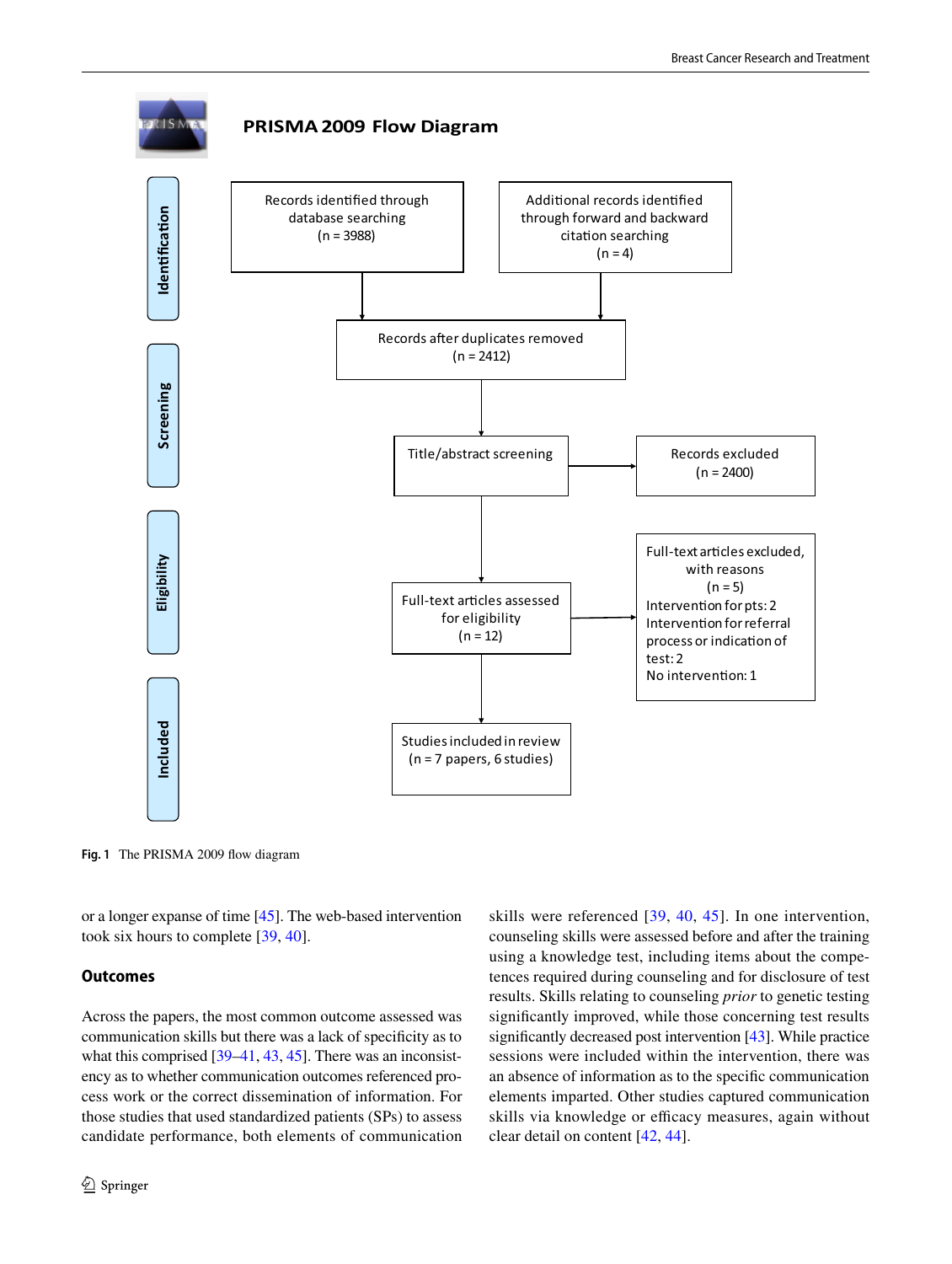**PRISMA 2009 Flow Diagram**

**Identification**

Records identified through database searching (n = 3988)

Additional records identified through forward and backward citation searching (n = 4)

Records after duplicates removed (n = 2412)

**Screening**

Title/abstract screening

Records excluded (n = 2400)

**Eligibility**

Full-text articles assessed for eligibility (n = 12)

Full-text articles excluded, with reasons (n = 5)
Intervention for pts: 2
Intervention for referral process or indication of test: 2
No intervention: 1

**Included**

Studies included in review (n = 7 papers, 6 studies)

**Fig. 1** The PRISMA 2009 flow diagram

or a longer expanse of time [45]. The web-based intervention took six hours to complete [39, 40].

### Outcomes

Across the papers, the most common outcome assessed was communication skills but there was a lack of specificity as to what this comprised [39–41, 43, 45]. There was an inconsistency as to whether communication outcomes referenced process work or the correct dissemination of information. For those studies that used standardized patients (SPs) to assess candidate performance, both elements of communication skills were referenced [39, 40, 45]. In one intervention, counseling skills were assessed before and after the training using a knowledge test, including items about the competences required during counseling and for disclosure of test results. Skills relating to counseling *prior* to genetic testing significantly improved, while those concerning test results significantly decreased post intervention [43]. While practice sessions were included within the intervention, there was an absence of information as to the specific communication elements imparted. Other studies captured communication skills via knowledge or efficacy measures, again without clear detail on content [42, 44].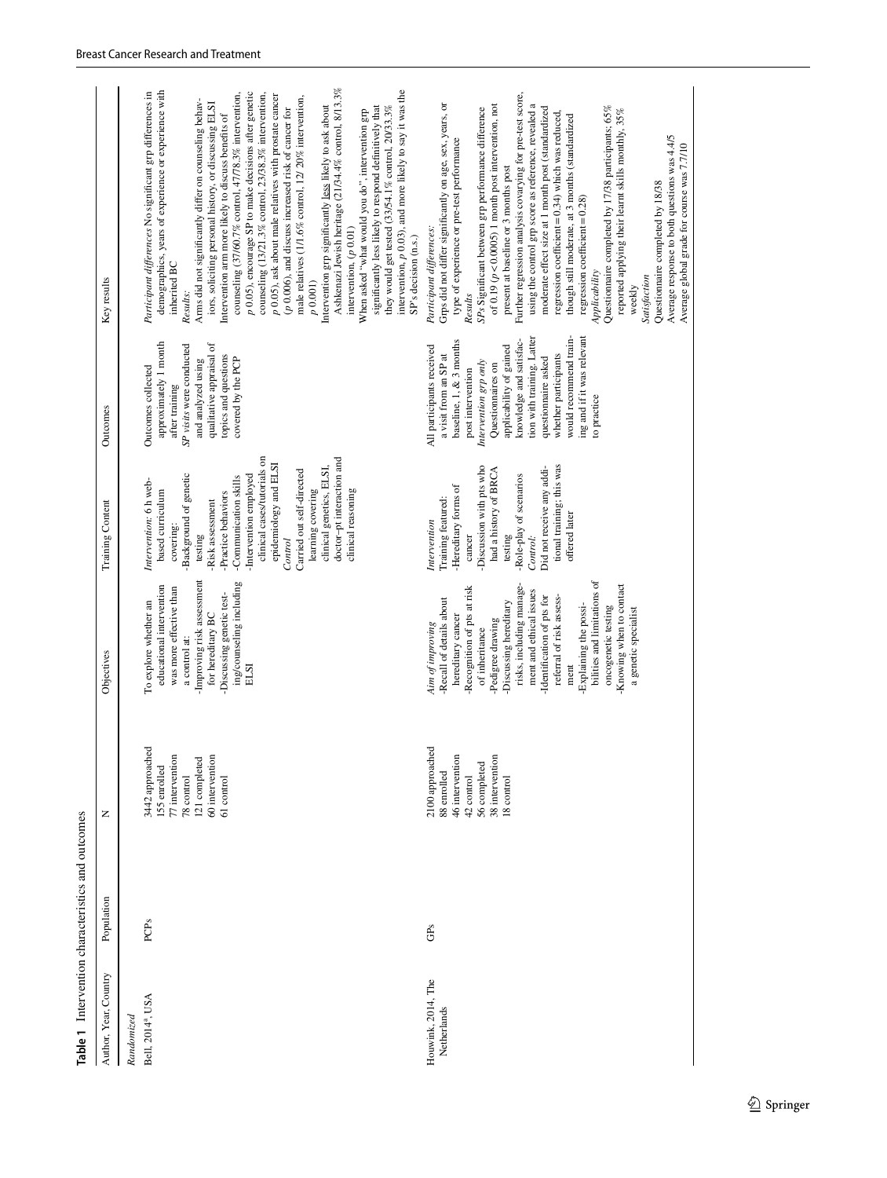**Table 1** Intervention characteristics and outcomes

| Author, Year, Country | Population | N | Objectives | Training Content | Outcomes | Key results |
|---|---|---|---|---|---|---|
| *Randomized* | | | | | | |
| Bell, 2014[a], USA | PCPs | 3442 approached<br>155 enrolled<br>77 intervention<br>78 control<br>121 completed<br>60 intervention<br>61 control | To explore whether an educational intervention was more effective than a control at:<br>-Improving risk assessment for hereditary BC<br>-Discussing genetic testing/counseling including ELSI | *Intervention*: 6 h web-based curriculum covering:<br>-Background of genetic testing<br>-Risk assessment<br>-Practice behaviors<br>-Communication skills<br>-Intervention employed clinical cases/tutorials on epidemiology and ELSI<br>*Control*<br>Carried out self-directed learning covering clinical genetics, ELSI, doctor–pt interaction and clinical reasoning | Outcomes collected approximately 1 month after training<br>*SP visits* were conducted and analyzed using qualitative appraisal of topics and questions covered by the PCP | *Participant differences* No significant grp differences in demographics, years of experience or experience with inherited BC<br>*Results*:<br>Arms did not significantly differ on counseling behaviors, soliciting personal history, or discussing ELSI<br>Intervention arm more likely to discuss benefits of counseling (37/60.7% control, 47/78.3% intervention, $p$ 0.05), encourage SP to make decisions after genetic counseling (13/21.3% control, 23/38.3% intervention, $p$ 0.05), ask about male relatives with prostate cancer ($p$ 0.006), and discuss increased risk of cancer for male relatives (1/1.6% control, 12/ 20% intervention, $p$ 0.001)<br>Intervention grp significantly less likely to ask about Ashkenazi Jewish heritage (21/34.4% control, 8/13.3% intervention, ($p$ 0.01)<br>When asked "what would you do", intervention grp significantly less likely to respond definitively that they would get tested (33/54.1% control, 20/33.3% intervention, $p$ 0.03), and more likely to say it was the SP's decision (n.s.) |
| Houwink, 2014, The Netherlands | GPs | 2100 approached<br>88 enrolled<br>46 intervention<br>42 control<br>56 completed<br>38 intervention<br>18 control | *Aim of improving*<br>-Recall of details about hereditary cancer<br>-Recognition of pts at risk of inheritance<br>-Pedigree drawing<br>-Discussing hereditary risks, including management and ethical issues<br>-Identification of pts for referral of risk assessment<br>-Explaining the possibilities and limitations of oncogenetic testing<br>-Knowing when to contact a genetic specialist | *Intervention*<br>Training featured:<br>-Hereditary forms of cancer<br>-Discussion with pts who had a history of BRCA testing<br>-Role-play of scenarios<br>*Control*:<br>Did not receive any additional training; this was offered later | All participants received a visit from an SP at baseline, 1, & 3 months post intervention<br>*Intervention grp only*<br>Questionnaires on applicability of gained knowledge and satisfaction with training. Latter questionnaire asked whether participants would recommend training and if it was relevant to practice | *Participant differences*:<br>Grps did not differ significantly on age, sex, years, or type of experience or pre-test performance<br>*Results*<br>*SPs* Significant between grp performance difference of 0.19 ($p$ < 0.0005) 1 month post intervention, not present at baseline or 3 months post<br>Further regression analysis covarying for pre-test score, using the control grp score as reference, revealed a moderate effect size at 1 month post (standardized regression coefficient = 0.34) which was reduced, though still moderate, at 3 months (standardized regression coefficient = 0.28)<br>*Applicability*<br>Questionnaire completed by 17/38 participants; 65% reported applying their learnt skills monthly, 35% weekly<br>*Satisfaction*<br>Questionnaire completed by 18/38<br>Average response to both questions was 4.4/5<br>Average global grade for course was 7.7/10 |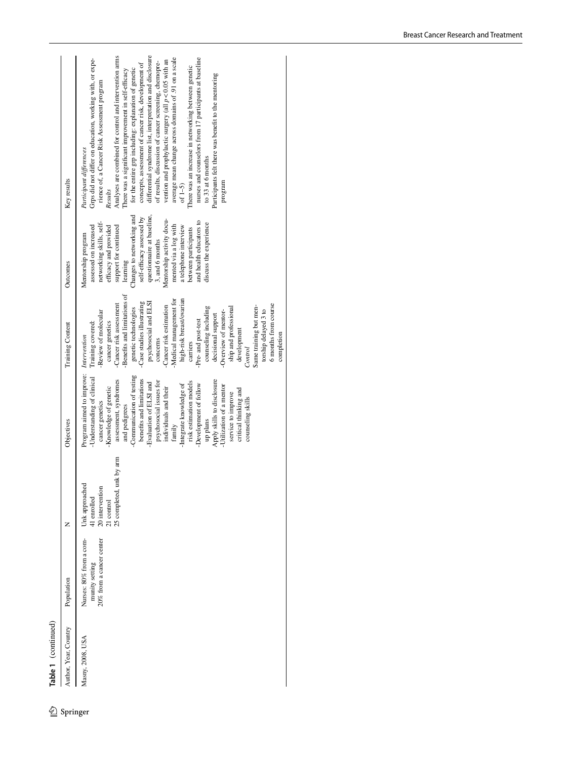**Table 1** (continued)

| Author, Year, Country | Population | N | Objectives | Training Content | Outcomes | Key results |
|---|---|---|---|---|---|---|
| Masny, 2008, USA | Nurses: 80% from a community setting<br>20% from a cancer center | Unk approached<br>41 enrolled<br>20 intervention<br>21 control<br>25 completed, unk by arm | Program aimed to improve:<br>-Understanding of clinical cancer genetics<br>-Knowledge of genetic assessment, syndromes and pedigrees<br>-Communication of testing benefits and limitations<br>-Evaluation of ELSI and psychosocial issues for individuals and their family<br>-Integrate knowledge of risk estimation models<br>-Development of follow up plans<br>Apply skills to disclosure<br>-Utilization of a mentor service to improve critical thinking and counseling skills | *Intervention*<br>Training covered:<br>-Review of molecular cancer genetics<br>-Cancer risk assessment<br>-Benefits and limitations of genetic technologies<br>-Case studies illustrating psychosocial and ELSI concerns<br>-Cancer risk estimation<br>-Medical management for high-risk breast/ovarian carriers<br>-Pre- and post-test counseling including decisional support<br>-Overview of mentorship and professional development<br>*Control*<br>Same training but mentorship delayed 3 to 6 months from course completion | Mentorship program assessed on increased networking skills, self-efficacy and provided support for continued learning<br>Changes to networking and self-efficacy assessed by questionnaire at baseline, 3, and 6 months<br>Mentorship activity documented via a log with a telephone interview between participants and health educators to discuss the experience | *Participant differences*<br>Grps did not differ on education, working with, or experience of, a Cancer Risk Assessment program<br>*Results*<br>Analyses are combined for control and intervention arms<br>There was a significant improvement in self-efficacy for the entire grp including: explanation of genetic concepts, assessment of cancer risk, development of differential syndrome list, interpretation and disclosure of results, discussion of cancer screening, chemoprevention and prophylactic surgery (all $p < 0.05$ with an average mean change across domains of .91 on a scale of 1–5)<br>There was an increase in networking between genetic nurses and counselors from 17 participants at baseline to 33 at 6 months<br>Participants felt there was benefit to the mentoring program |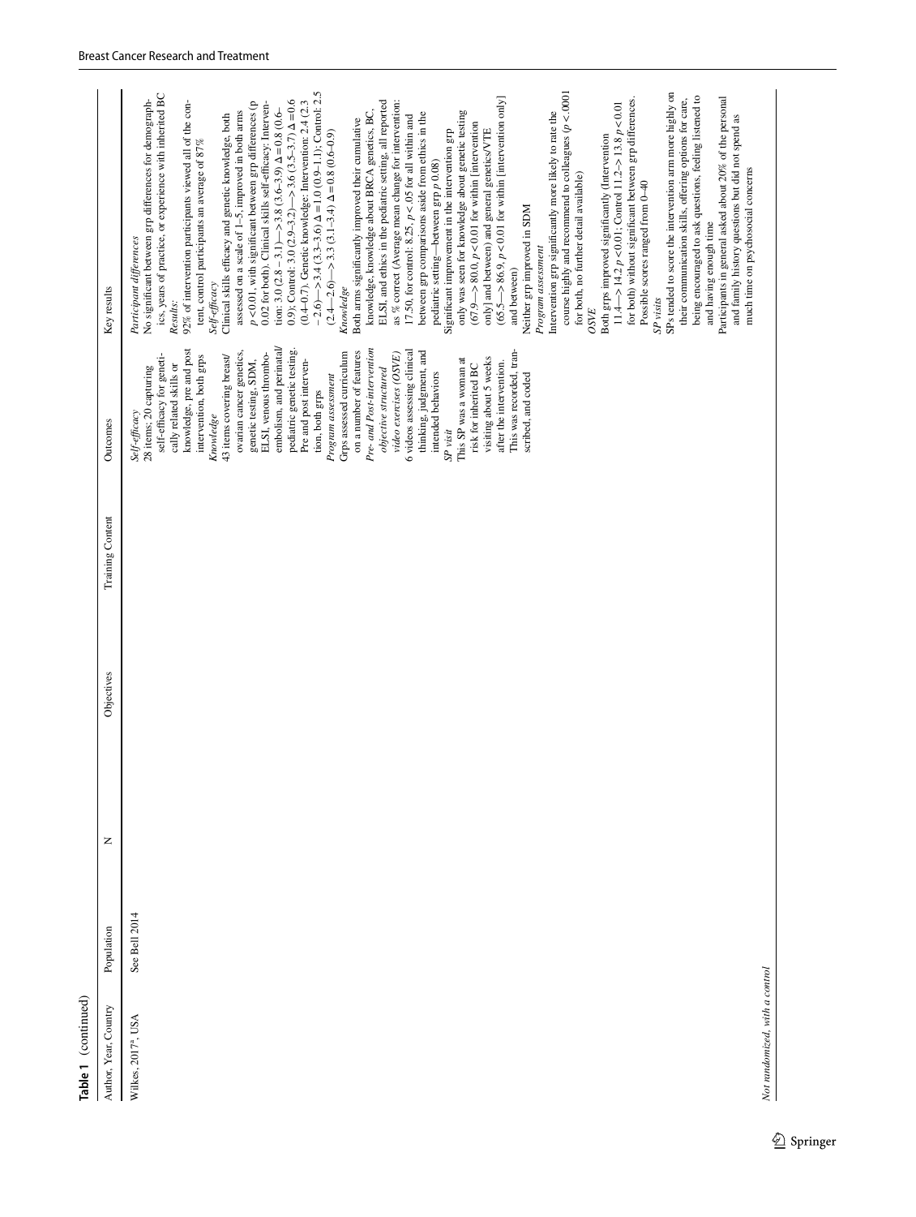**Table 1** (continued)

| Author, Year, Country | Population | N | Objectives | Training Content | Outcomes | Key results |
|---|---|---|---|---|---|---|
| Wilkes, 2017[a], USA | See Bell 2014 | | | | *Self-efficacy*<br>28 items; 20 capturing self-efficacy for genetically related skills or knowledge, pre and post intervention, both grps<br>*Knowledge*<br>43 items covering breast/ovarian cancer genetics, genetic testing, SDM, ELSI, venous thromboembolism, and perinatal/pediatric genetic testing. Pre and post intervention, both grps<br>*Program assessment*<br>Grps assessed curriculum on a number of features<br>*Pre- and Post-intervention objective structured video exercises (OSVE)*<br>6 videos assessing clinical thinking, judgment, and intended behaviors<br>*SP visit*<br>This SP was a woman at risk for inherited BC visiting about 5 weeks after the intervention. This was recorded, transcribed, and coded | *Participant differences*<br>No significant between grp differences for demographics, years of practice, or experience with inherited BC<br>*Results:*<br>92% of intervention participants viewed all of the content, control participants an average of 87%<br>*Self-efficacy*<br>Clinical skills efficacy and genetic knowledge, both assessed on a scale of 1–5, improved in both arms $p < 0.01$, with significant between grp differences ($p$ 0.02 for both). Clinical skills self-efficacy: Intervention: 3.0 (2.8 – 3.1)—> 3.8 (3.6–3.9) Δ = 0.8 (0.6–0.9); Control: 3.0 (2.9–3.2)—> 3.6 (3.5–3.7) Δ = 0.6 (0.4–0.7). Genetic knowledge: Intervention: 2.4 (2.3 – 2.6)—> 3.4 (3.3–3.6) Δ = 1.0 (0.9–1.1); Control: 2.5 (2.4—2.6)—> 3.3 (3.1–3.4) Δ = 0.8 (0.6–0.9)<br>*Knowledge*<br>Both arms significantly improved their cumulative knowledge, knowledge about BRCA genetics, BC, ELSI, and ethics in the pediatric setting, all reported as % correct (Average mean change for intervention: 17.50, for control: 8.25, $p < .05$ for all within and between grp comparisons aside from ethics in the pediatric setting—between grp $p$ 0.08)<br>Significant improvement in the intervention grp only was seen for knowledge about genetic testing (67.9—> 80.0, $p < 0.01$ for within [intervention only] and between) and general genetics/VTE (65.5—> 86.9, $p < 0.01$ for within [intervention only] and between)<br>Neither grp improved in SDM<br>*Program assessment*<br>Intervention grp significantly more likely to rate the course highly and recommend to colleagues ($p < .0001$ for both, no further detail available)<br>*OSVE*<br>Both grps improved significantly (Intervention 11.4—> 14.2 $p < 0.01$; Control 11.2-> 13.8 $p < 0.01$ for both) without significant between grp differences. Possible scores ranged from 0–40<br>*SP visits*<br>SPs tended to score the intervention arm more highly on their communication skills, offering options for care, being encouraged to ask questions, feeling listened to and having enough time<br>Participants in general asked about 20% of the personal and family history questions but did not spend as much time on psychosocial concerns |

[a] Not randomized, with a control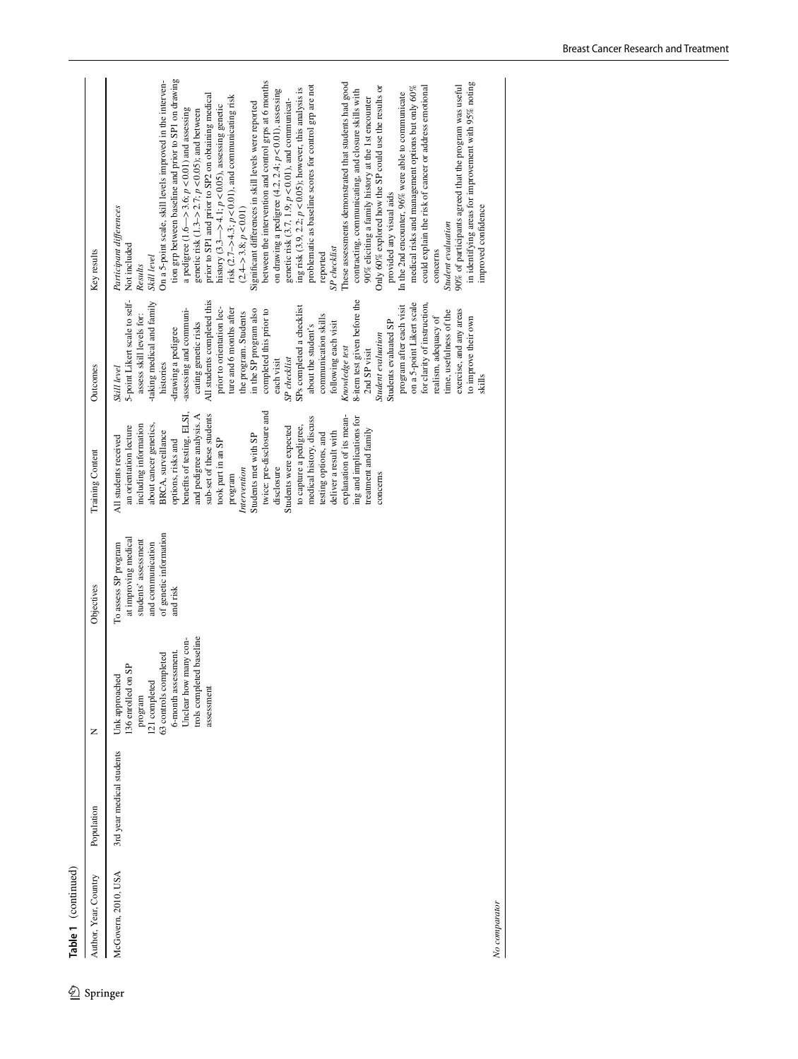**Table 1** (continued)

| Author, Year, Country | Population | N | Objectives | Training Content | Outcomes | Key results |
|---|---|---|---|---|---|---|
| McGovern, 2010, USA | 3rd year medical students | Unk approached<br>136 enrolled on SP program<br>121 completed<br>63 controls completed 6-month assessment. Unclear how many controls completed baseline assessment | To assess SP program at improving medical students' assessment and communication of genetic information and risk | All students received an orientation lecture including information about cancer genetics, BRCA, surveillance options, risks and benefits of testing, ELSI, and pedigree analysis. A sub-set of these students took part in an SP program<br>*Intervention*<br>Students met with SP twice: pre-disclosure and disclosure<br>Students were expected to capture a pedigree, medical history, discuss testing options, and deliver a result with explanation of its meaning and implications for treatment and family concerns | *Skill level*<br>5-point Likert scale to self-assess skill levels for:<br>-taking medical and family histories<br>-drawing a pedigree<br>-assessing and communicating genetic risks<br>All students completed this prior to orientation lecture and 6 months after the program. Students in the SP program also completed this prior to each visit<br>*SP checklist*<br>SPs completed a checklist about the student's communication skills following each visit<br>*Knowledge test*<br>8-item test given before the 2nd SP visit<br>*Student evaluation*<br>Students evaluated SP program after each visit on a 5-point Likert scale for clarity of instruction, realism, adequacy of time, usefulness of the exercise, and any areas to improve their own skills | *Participant differences*<br>Not included<br>*Results*<br>*Skill level*<br>On a 5-point scale, skill levels improved in the intervention grp between baseline and prior to SP1 on drawing a pedigree (1.6—> 3.6; $p < 0.01$) and assessing genetic risk (1.3-> 2.7; $p < 0.05$); and between prior to SP1 and prior to SP2 on obtaining medical history (3.3—> 4.1; $p < 0.05$), assessing genetic risk (2.7-> 4.3; $p < 0.01$), and communicating risk (2.4-> 3.8; $p < 0.01$)<br>Significant differences in skill levels were reported between the intervention and control grps at 6 months on drawing a pedigree (4.2, 2.4; $p < 0.01$), assessing genetic risk (3.7, 1.9; $p < 0.01$), and communicating risk (3.9, 2.2; $p < 0.05$); however, this analysis is problematic as baseline scores for control grp are not reported<br>*SP checklist*<br>These assessments demonstrated that students had good contracting, communicating, and closure skills with 90% eliciting a family history at the 1st encounter<br>Only 60% explored how the SP could use the results or provided any visual aids<br>In the 2nd encounter, 96% were able to communicate medical risks and management options but only 60% could explain the risk of cancer or address emotional concerns<br>*Student evaluation*<br>90% of participants agreed that the program was useful in identifying areas for improvement with 95% noting improved confidence |

*No comparator*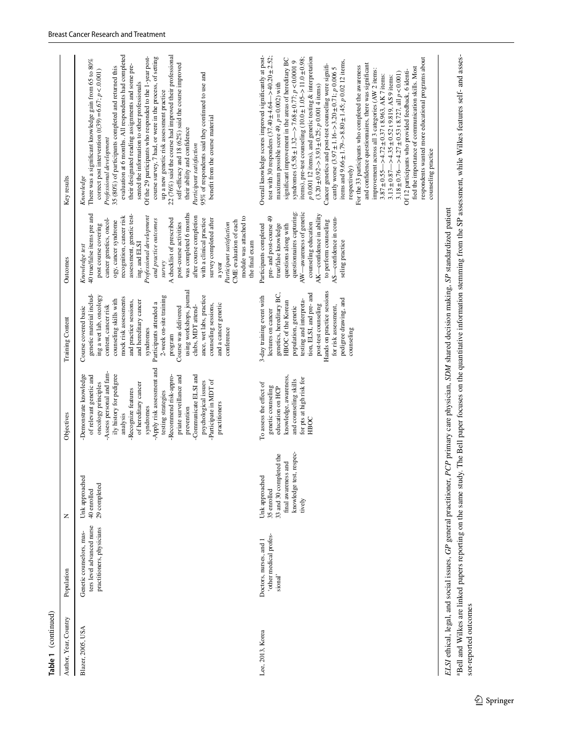**Table 1** (continued)

| Author, Year, Country | Population | N | Objectives | Training Content | Outcomes | Key results |
|---|---|---|---|---|---|---|
| Blazer, 2005, USA | Genetic counselors, masters level advanced nurse practitioners, physicians | Unk approached<br>40 enrolled<br>29 completed | -Demonstrate knowledge of relevant genetic and oncology principles<br>-Assess personal and family history for pedigree analysis<br>-Recognize features of hereditary cancer syndromes<br>-Apply risk assessment and testing strategies<br>-Recommend risk-appropriate surveillance and prevention<br>-Communicate ELSI and psychological issues<br>-Participate in MDT of practitioners | Course covered basic genetic material including a wet lab, oncology content, cancer risk counseling skills with mock risk assessments and practice sessions, and hereditary cancer syndromes<br>Participants attended a 2-week on-site training program<br>Course was delivered using workshops, journal clubs, MDT attendance, wet labs, practice counseling sessions, and a cancer genetic conference | *Knowledge test*<br>40 true/false items pre and post course covering cancer genetics, oncology, cancer syndrome recognition, cancer risk assessment, genetic testing, and ELSI<br>*Professional development and practice outcomes survey*<br>A checklist of prescribed post-course activities was completed 6 months after course completion with a clinical practice survey completed after a year<br>*Participant satisfaction*<br>CME evaluation of each module was attached to the final exam | *Knowledge*<br>There was a significant knowledge gain from 65 to 80% correct post intervention ($t(39) = 6.67$; $p < 0.001$)<br>*Professional development*<br>35 (80%) of participants completed and returned this evaluation at 6 months. All respondents had completed their designated reading assignments and some presented the information to other professionals<br>Of the 29 participants who responded to the 1-year post-course survey, 7 had, or were in the process, of setting up a new genetic risk assessment practice<br>22 (76%) said the course had improved their professional self-efficacy and 18 (62%) said the course improved their ability and confidence<br>*Participant satisfaction*<br>95% of respondents said they continued to use and benefit from the course material |
| Lee, 2013, Korea | Doctors, nurses, and 1 'other medical professional' | Unk approached<br>35 enrolled<br>33 and 30 completed the final awareness and knowledge test, respectively | To assess the effect of genetic counseling education on HCP knowledge, awareness, and counseling skills for pts at high risk for HBOC | 3-day training event with lectures on cancer genetics, hereditary BC, HBOC of the Korean population, genetic testing and interpretation, ELSI, and pre- and post-test counseling<br>Hands on practice sessions for risk assessment, pedigree drawing, and counseling | Participants completed pre- and post-course 49 true/false knowledge questions along with questionnaires capturing:<br>AW—awareness of genetic counseling education<br>AK—confidence in ability to perform counseling<br>AS—confidence in counseling practice | Overall knowledge scores improved significantly at post-test with 30 responders ($37.40 \pm 4.64 \rightarrow 40.20 \pm 2.52$; maximum possible score 49, $p = 0.002$) with significant improvement in the areas of hereditary BC syndromes ($5.58 \pm 1.32 \rightarrow 7.68 \pm 0.77$; $p < 0.0001$ 9 items), pre-test counseling ($10.0 \pm 1.05 \rightarrow 11.0 \pm 0.98$; $p$ 0.001 12 items), and genetic testing & interpretation ($3.20 \pm 0.92 \rightarrow 3.93 \pm 0.25$; $p$ 0.001 4 items)<br>Cancer genetics and post-test counseling were significantly worse ($3.97 \pm 1.16 \rightarrow 3.20 \pm 0.71$; $p$ 0.006 5 items and $9.66 \pm 1.79 \rightarrow 8.80 \pm 1.45$; $p$ 0.02 12 items, respectively)<br>For the 33 participants who completed the awareness and confidence questionnaires, there was significant improvement across all 3 categories (AW 2 items: $3.87 \pm 0.55 \rightarrow 4.72 \pm 0.37$ t 8.963, AK 7 items: $3.13 \pm 0.87 \rightarrow 4.35 \pm 0.52$ t 9.819, AS 9 items: $3.18 \pm 0.76 \rightarrow 4.27 \pm 0.53$ t 8.727, all $p < 0.001$)<br>Of 12 participants who provided feedback, 6 identified the importance of communication skills. Most respondents wanted more educational programs about counseling practice |

*ELSI* ethical, legal, and social issues, *GP* general practitioner, *PCP* primary care physician, *SDM* shared decision making, *SP* standardized patient

[a]Bell and Wilkes are linked papers reporting on the same study. The Bell paper focuses on the quantitative information stemming from the SP assessment, while Wilkes features self- and assessor-reported outcomes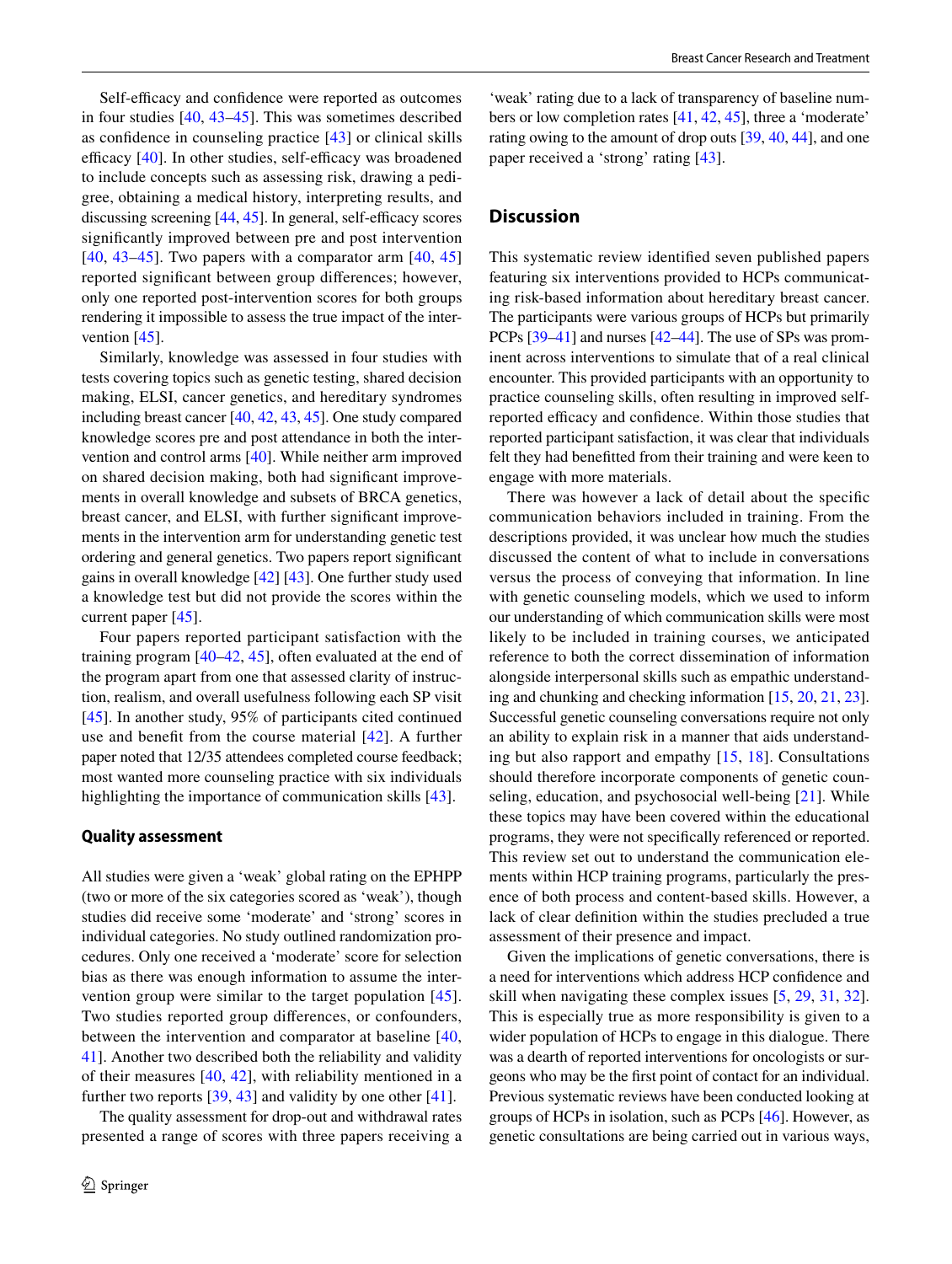Self-efficacy and confidence were reported as outcomes in four studies [40, 43–45]. This was sometimes described as confidence in counseling practice [43] or clinical skills efficacy [40]. In other studies, self-efficacy was broadened to include concepts such as assessing risk, drawing a pedigree, obtaining a medical history, interpreting results, and discussing screening [44, 45]. In general, self-efficacy scores significantly improved between pre and post intervention [40, 43–45]. Two papers with a comparator arm [40, 45] reported significant between group differences; however, only one reported post-intervention scores for both groups rendering it impossible to assess the true impact of the intervention [45].

Similarly, knowledge was assessed in four studies with tests covering topics such as genetic testing, shared decision making, ELSI, cancer genetics, and hereditary syndromes including breast cancer [40, 42, 43, 45]. One study compared knowledge scores pre and post attendance in both the intervention and control arms [40]. While neither arm improved on shared decision making, both had significant improvements in overall knowledge and subsets of BRCA genetics, breast cancer, and ELSI, with further significant improvements in the intervention arm for understanding genetic test ordering and general genetics. Two papers report significant gains in overall knowledge [42] [43]. One further study used a knowledge test but did not provide the scores within the current paper [45].

Four papers reported participant satisfaction with the training program [40–42, 45], often evaluated at the end of the program apart from one that assessed clarity of instruction, realism, and overall usefulness following each SP visit [45]. In another study, 95% of participants cited continued use and benefit from the course material [42]. A further paper noted that 12/35 attendees completed course feedback; most wanted more counseling practice with six individuals highlighting the importance of communication skills [43].

### Quality assessment

All studies were given a 'weak' global rating on the EPHPP (two or more of the six categories scored as 'weak'), though studies did receive some 'moderate' and 'strong' scores in individual categories. No study outlined randomization procedures. Only one received a 'moderate' score for selection bias as there was enough information to assume the intervention group were similar to the target population [45]. Two studies reported group differences, or confounders, between the intervention and comparator at baseline [40, 41]. Another two described both the reliability and validity of their measures [40, 42], with reliability mentioned in a further two reports [39, 43] and validity by one other [41].

The quality assessment for drop-out and withdrawal rates presented a range of scores with three papers receiving a 'weak' rating due to a lack of transparency of baseline numbers or low completion rates [41, 42, 45], three a 'moderate' rating owing to the amount of drop outs [39, 40, 44], and one paper received a 'strong' rating [43].

## Discussion

This systematic review identified seven published papers featuring six interventions provided to HCPs communicating risk-based information about hereditary breast cancer. The participants were various groups of HCPs but primarily PCPs [39–41] and nurses [42–44]. The use of SPs was prominent across interventions to simulate that of a real clinical encounter. This provided participants with an opportunity to practice counseling skills, often resulting in improved self-reported efficacy and confidence. Within those studies that reported participant satisfaction, it was clear that individuals felt they had benefitted from their training and were keen to engage with more materials.

There was however a lack of detail about the specific communication behaviors included in training. From the descriptions provided, it was unclear how much the studies discussed the content of what to include in conversations versus the process of conveying that information. In line with genetic counseling models, which we used to inform our understanding of which communication skills were most likely to be included in training courses, we anticipated reference to both the correct dissemination of information alongside interpersonal skills such as empathic understanding and chunking and checking information [15, 20, 21, 23]. Successful genetic counseling conversations require not only an ability to explain risk in a manner that aids understanding but also rapport and empathy [15, 18]. Consultations should therefore incorporate components of genetic counseling, education, and psychosocial well-being [21]. While these topics may have been covered within the educational programs, they were not specifically referenced or reported. This review set out to understand the communication elements within HCP training programs, particularly the presence of both process and content-based skills. However, a lack of clear definition within the studies precluded a true assessment of their presence and impact.

Given the implications of genetic conversations, there is a need for interventions which address HCP confidence and skill when navigating these complex issues [5, 29, 31, 32]. This is especially true as more responsibility is given to a wider population of HCPs to engage in this dialogue. There was a dearth of reported interventions for oncologists or surgeons who may be the first point of contact for an individual. Previous systematic reviews have been conducted looking at groups of HCPs in isolation, such as PCPs [46]. However, as genetic consultations are being carried out in various ways,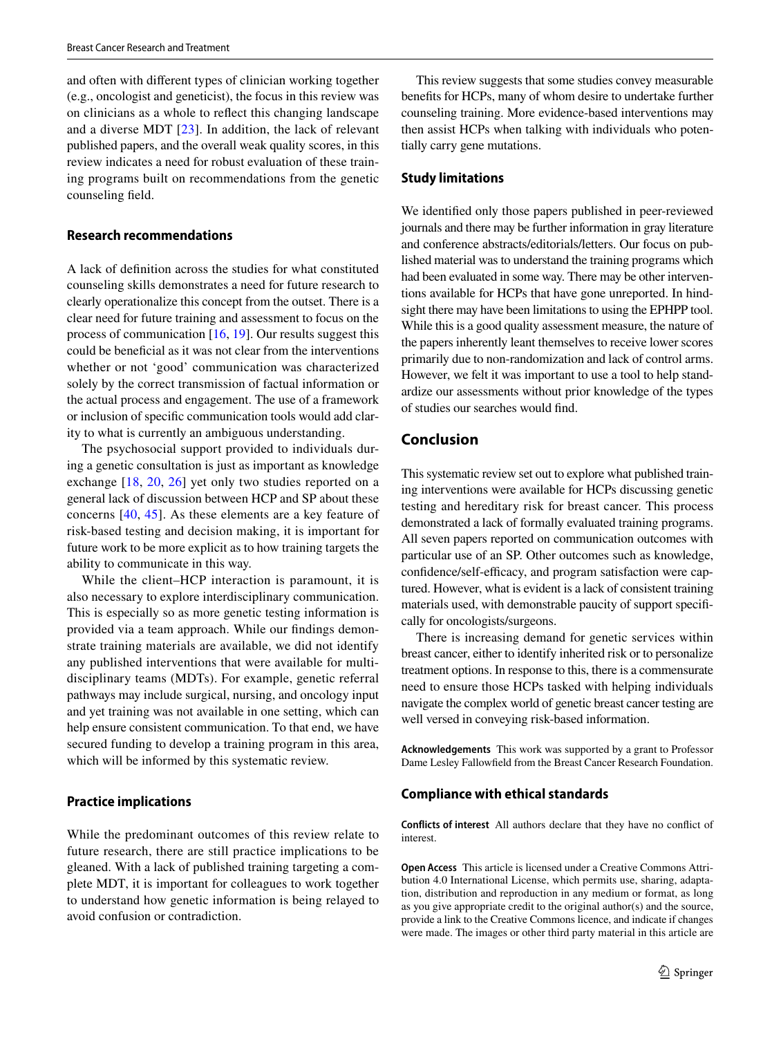and often with different types of clinician working together (e.g., oncologist and geneticist), the focus in this review was on clinicians as a whole to reflect this changing landscape and a diverse MDT [23]. In addition, the lack of relevant published papers, and the overall weak quality scores, in this review indicates a need for robust evaluation of these training programs built on recommendations from the genetic counseling field.

### Research recommendations

A lack of definition across the studies for what constituted counseling skills demonstrates a need for future research to clearly operationalize this concept from the outset. There is a clear need for future training and assessment to focus on the process of communication [16, 19]. Our results suggest this could be beneficial as it was not clear from the interventions whether or not 'good' communication was characterized solely by the correct transmission of factual information or the actual process and engagement. The use of a framework or inclusion of specific communication tools would add clarity to what is currently an ambiguous understanding.

The psychosocial support provided to individuals during a genetic consultation is just as important as knowledge exchange [18, 20, 26] yet only two studies reported on a general lack of discussion between HCP and SP about these concerns [40, 45]. As these elements are a key feature of risk-based testing and decision making, it is important for future work to be more explicit as to how training targets the ability to communicate in this way.

While the client–HCP interaction is paramount, it is also necessary to explore interdisciplinary communication. This is especially so as more genetic testing information is provided via a team approach. While our findings demonstrate training materials are available, we did not identify any published interventions that were available for multidisciplinary teams (MDTs). For example, genetic referral pathways may include surgical, nursing, and oncology input and yet training was not available in one setting, which can help ensure consistent communication. To that end, we have secured funding to develop a training program in this area, which will be informed by this systematic review.

### Practice implications

While the predominant outcomes of this review relate to future research, there are still practice implications to be gleaned. With a lack of published training targeting a complete MDT, it is important for colleagues to work together to understand how genetic information is being relayed to avoid confusion or contradiction.

This review suggests that some studies convey measurable benefits for HCPs, many of whom desire to undertake further counseling training. More evidence-based interventions may then assist HCPs when talking with individuals who potentially carry gene mutations.

### Study limitations

We identified only those papers published in peer-reviewed journals and there may be further information in gray literature and conference abstracts/editorials/letters. Our focus on published material was to understand the training programs which had been evaluated in some way. There may be other interventions available for HCPs that have gone unreported. In hindsight there may have been limitations to using the EPHPP tool. While this is a good quality assessment measure, the nature of the papers inherently leant themselves to receive lower scores primarily due to non-randomization and lack of control arms. However, we felt it was important to use a tool to help standardize our assessments without prior knowledge of the types of studies our searches would find.

## Conclusion

This systematic review set out to explore what published training interventions were available for HCPs discussing genetic testing and hereditary risk for breast cancer. This process demonstrated a lack of formally evaluated training programs. All seven papers reported on communication outcomes with particular use of an SP. Other outcomes such as knowledge, confidence/self-efficacy, and program satisfaction were captured. However, what is evident is a lack of consistent training materials used, with demonstrable paucity of support specifically for oncologists/surgeons.

There is increasing demand for genetic services within breast cancer, either to identify inherited risk or to personalize treatment options. In response to this, there is a commensurate need to ensure those HCPs tasked with helping individuals navigate the complex world of genetic breast cancer testing are well versed in conveying risk-based information.

**Acknowledgements** This work was supported by a grant to Professor Dame Lesley Fallowfield from the Breast Cancer Research Foundation.

### Compliance with ethical standards

**Conflicts of interest** All authors declare that they have no conflict of interest.

**Open Access** This article is licensed under a Creative Commons Attribution 4.0 International License, which permits use, sharing, adaptation, distribution and reproduction in any medium or format, as long as you give appropriate credit to the original author(s) and the source, provide a link to the Creative Commons licence, and indicate if changes were made. The images or other third party material in this article are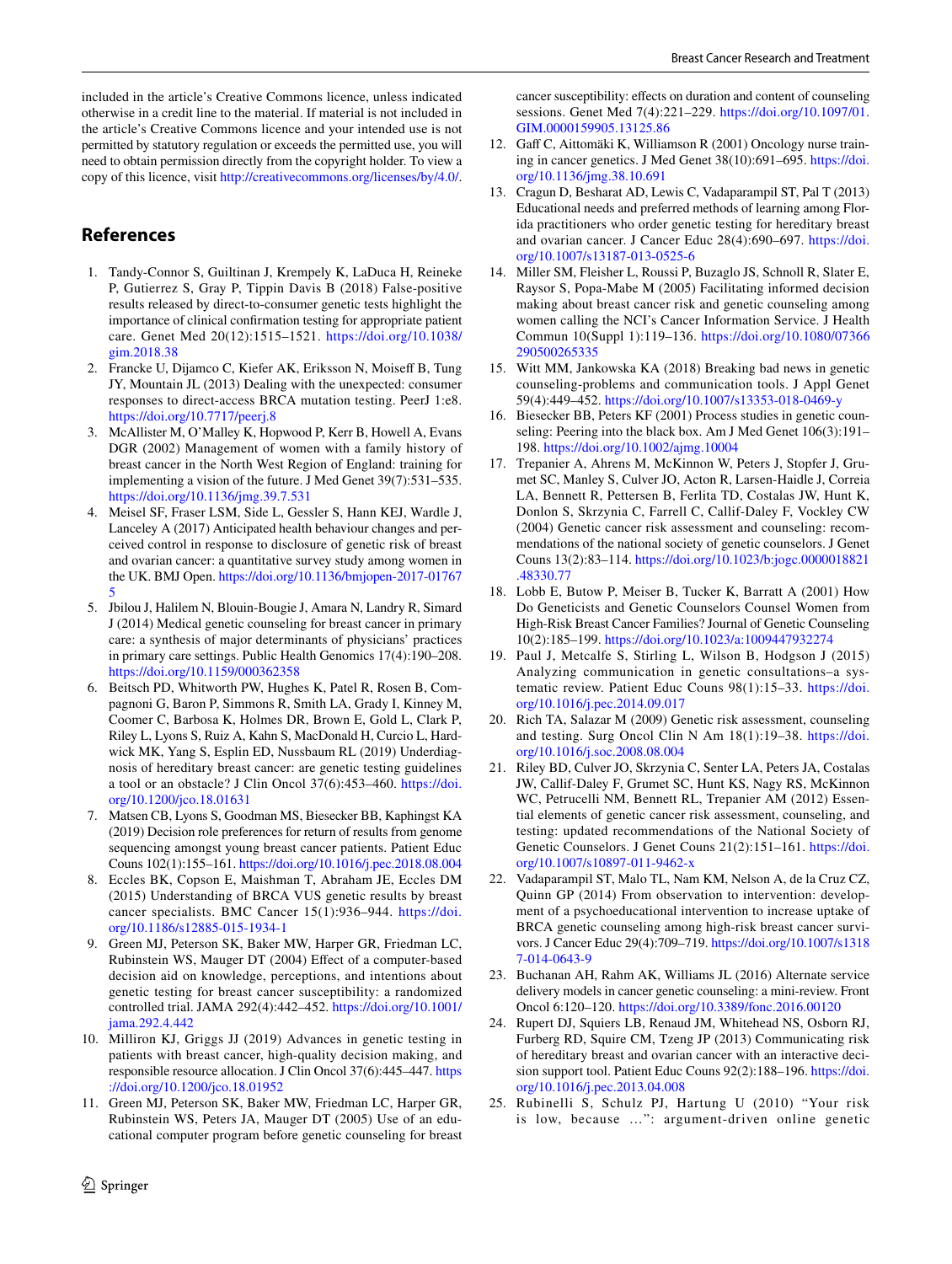included in the article's Creative Commons licence, unless indicated otherwise in a credit line to the material. If material is not included in the article's Creative Commons licence and your intended use is not permitted by statutory regulation or exceeds the permitted use, you will need to obtain permission directly from the copyright holder. To view a copy of this licence, visit http://creativecommons.org/licenses/by/4.0/.

## References

1. Tandy-Connor S, Guiltinan J, Krempely K, LaDuca H, Reineke P, Gutierrez S, Gray P, Tippin Davis B (2018) False-positive results released by direct-to-consumer genetic tests highlight the importance of clinical confirmation testing for appropriate patient care. Genet Med 20(12):1515–1521. https://doi.org/10.1038/gim.2018.38
2. Francke U, Dijamco C, Kiefer AK, Eriksson N, Moiseff B, Tung JY, Mountain JL (2013) Dealing with the unexpected: consumer responses to direct-access BRCA mutation testing. PeerJ 1:e8. https://doi.org/10.7717/peerj.8
3. McAllister M, O'Malley K, Hopwood P, Kerr B, Howell A, Evans DGR (2002) Management of women with a family history of breast cancer in the North West Region of England: training for implementing a vision of the future. J Med Genet 39(7):531–535. https://doi.org/10.1136/jmg.39.7.531
4. Meisel SF, Fraser LSM, Side L, Gessler S, Hann KEJ, Wardle J, Lanceley A (2017) Anticipated health behaviour changes and perceived control in response to disclosure of genetic risk of breast and ovarian cancer: a quantitative survey study among women in the UK. BMJ Open. https://doi.org/10.1136/bmjopen-2017-017675
5. Jbilou J, Halilem N, Blouin-Bougie J, Amara N, Landry R, Simard J (2014) Medical genetic counseling for breast cancer in primary care: a synthesis of major determinants of physicians' practices in primary care settings. Public Health Genomics 17(4):190–208. https://doi.org/10.1159/000362358
6. Beitsch PD, Whitworth PW, Hughes K, Patel R, Rosen B, Compagnoni G, Baron P, Simmons R, Smith LA, Grady I, Kinney M, Coomer C, Barbosa K, Holmes DR, Brown E, Gold L, Clark P, Riley L, Lyons S, Ruiz A, Kahn S, MacDonald H, Curcio L, Hardwick MK, Yang S, Esplin ED, Nussbaum RL (2019) Underdiagnosis of hereditary breast cancer: are genetic testing guidelines a tool or an obstacle? J Clin Oncol 37(6):453–460. https://doi.org/10.1200/jco.18.01631
7. Matsen CB, Lyons S, Goodman MS, Biesecker BB, Kaphingst KA (2019) Decision role preferences for return of results from genome sequencing amongst young breast cancer patients. Patient Educ Couns 102(1):155–161. https://doi.org/10.1016/j.pec.2018.08.004
8. Eccles BK, Copson E, Maishman T, Abraham JE, Eccles DM (2015) Understanding of BRCA VUS genetic results by breast cancer specialists. BMC Cancer 15(1):936–944. https://doi.org/10.1186/s12885-015-1934-1
9. Green MJ, Peterson SK, Baker MW, Harper GR, Friedman LC, Rubinstein WS, Mauger DT (2004) Effect of a computer-based decision aid on knowledge, perceptions, and intentions about genetic testing for breast cancer susceptibility: a randomized controlled trial. JAMA 292(4):442–452. https://doi.org/10.1001/jama.292.4.442
10. Milliron KJ, Griggs JJ (2019) Advances in genetic testing in patients with breast cancer, high-quality decision making, and responsible resource allocation. J Clin Oncol 37(6):445–447. https://doi.org/10.1200/jco.18.01952
11. Green MJ, Peterson SK, Baker MW, Friedman LC, Harper GR, Rubinstein WS, Peters JA, Mauger DT (2005) Use of an educational computer program before genetic counseling for breast cancer susceptibility: effects on duration and content of counseling sessions. Genet Med 7(4):221–229. https://doi.org/10.1097/01.GIM.0000159905.13125.86
12. Gaff C, Aittomäki K, Williamson R (2001) Oncology nurse training in cancer genetics. J Med Genet 38(10):691–695. https://doi.org/10.1136/jmg.38.10.691
13. Cragun D, Besharat AD, Lewis C, Vadaparampil ST, Pal T (2013) Educational needs and preferred methods of learning among Florida practitioners who order genetic testing for hereditary breast and ovarian cancer. J Cancer Educ 28(4):690–697. https://doi.org/10.1007/s13187-013-0525-6
14. Miller SM, Fleisher L, Roussi P, Buzaglo JS, Schnoll R, Slater E, Raysor S, Popa-Mabe M (2005) Facilitating informed decision making about breast cancer risk and genetic counseling among women calling the NCI's Cancer Information Service. J Health Commun 10(Suppl 1):119–136. https://doi.org/10.1080/07366290500265335
15. Witt MM, Jankowska KA (2018) Breaking bad news in genetic counseling-problems and communication tools. J Appl Genet 59(4):449–452. https://doi.org/10.1007/s13353-018-0469-y
16. Biesecker BB, Peters KF (2001) Process studies in genetic counseling: Peering into the black box. Am J Med Genet 106(3):191–198. https://doi.org/10.1002/ajmg.10004
17. Trepanier A, Ahrens M, McKinnon W, Peters J, Stopfer J, Grumet SC, Manley S, Culver JO, Acton R, Larsen-Haidle J, Correia LA, Bennett R, Pettersen B, Ferlita TD, Costalas JW, Hunt K, Donlon S, Skrzynia C, Farrell C, Callif-Daley F, Vockley CW (2004) Genetic cancer risk assessment and counseling: recommendations of the national society of genetic counselors. J Genet Couns 13(2):83–114. https://doi.org/10.1023/b:jogc.0000018821.48330.77
18. Lobb E, Butow P, Meiser B, Tucker K, Barratt A (2001) How Do Geneticists and Genetic Counselors Counsel Women from High-Risk Breast Cancer Families? Journal of Genetic Counseling 10(2):185–199. https://doi.org/10.1023/a:1009447932274
19. Paul J, Metcalfe S, Stirling L, Wilson B, Hodgson J (2015) Analyzing communication in genetic consultations–a systematic review. Patient Educ Couns 98(1):15–33. https://doi.org/10.1016/j.pec.2014.09.017
20. Rich TA, Salazar M (2009) Genetic risk assessment, counseling and testing. Surg Oncol Clin N Am 18(1):19–38. https://doi.org/10.1016/j.soc.2008.08.004
21. Riley BD, Culver JO, Skrzynia C, Senter LA, Peters JA, Costalas JW, Callif-Daley F, Grumet SC, Hunt KS, Nagy RS, McKinnon WC, Petrucelli NM, Bennett RL, Trepanier AM (2012) Essential elements of genetic cancer risk assessment, counseling, and testing: updated recommendations of the National Society of Genetic Counselors. J Genet Couns 21(2):151–161. https://doi.org/10.1007/s10897-011-9462-x
22. Vadaparampil ST, Malo TL, Nam KM, Nelson A, de la Cruz CZ, Quinn GP (2014) From observation to intervention: development of a psychoeducational intervention to increase uptake of BRCA genetic counseling among high-risk breast cancer survivors. J Cancer Educ 29(4):709–719. https://doi.org/10.1007/s13187-014-0643-9
23. Buchanan AH, Rahm AK, Williams JL (2016) Alternate service delivery models in cancer genetic counseling: a mini-review. Front Oncol 6:120–120. https://doi.org/10.3389/fonc.2016.00120
24. Rupert DJ, Squiers LB, Renaud JM, Whitehead NS, Osborn RJ, Furberg RD, Squire CM, Tzeng JP (2013) Communicating risk of hereditary breast and ovarian cancer with an interactive decision support tool. Patient Educ Couns 92(2):188–196. https://doi.org/10.1016/j.pec.2013.04.008
25. Rubinelli S, Schulz PJ, Hartung U (2010) "Your risk is low, because …": argument-driven online genetic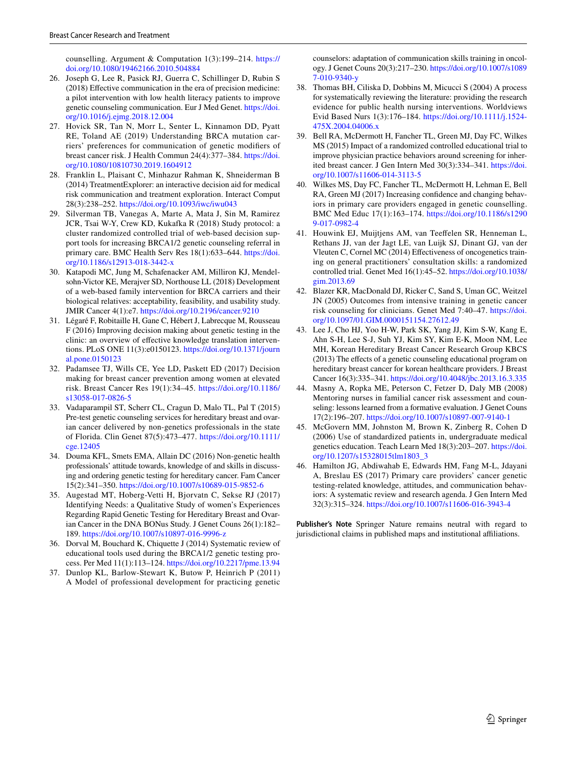counselling. Argument & Computation 1(3):199–214. https://doi.org/10.1080/19462166.2010.504884

26. Joseph G, Lee R, Pasick RJ, Guerra C, Schillinger D, Rubin S (2018) Effective communication in the era of precision medicine: a pilot intervention with low health literacy patients to improve genetic counseling communication. Eur J Med Genet. https://doi.org/10.1016/j.ejmg.2018.12.004
27. Hovick SR, Tan N, Morr L, Senter L, Kinnamon DD, Pyatt RE, Toland AE (2019) Understanding BRCA mutation carriers' preferences for communication of genetic modifiers of breast cancer risk. J Health Commun 24(4):377–384. https://doi.org/10.1080/10810730.2019.1604912
28. Franklin L, Plaisant C, Minhazur Rahman K, Shneiderman B (2014) TreatmentExplorer: an interactive decision aid for medical risk communication and treatment exploration. Interact Comput 28(3):238–252. https://doi.org/10.1093/iwc/iwu043
29. Silverman TB, Vanegas A, Marte A, Mata J, Sin M, Ramirez JCR, Tsai W-Y, Crew KD, Kukafka R (2018) Study protocol: a cluster randomized controlled trial of web-based decision support tools for increasing BRCA1/2 genetic counseling referral in primary care. BMC Health Serv Res 18(1):633–644. https://doi.org/10.1186/s12913-018-3442-x
30. Katapodi MC, Jung M, Schafenacker AM, Milliron KJ, Mendelsohn-Victor KE, Merajver SD, Northouse LL (2018) Development of a web-based family intervention for BRCA carriers and their biological relatives: acceptability, feasibility, and usability study. JMIR Cancer 4(1):e7. https://doi.org/10.2196/cancer.9210
31. Légaré F, Robitaille H, Gane C, Hébert J, Labrecque M, Rousseau F (2016) Improving decision making about genetic testing in the clinic: an overview of effective knowledge translation interventions. PLoS ONE 11(3):e0150123. https://doi.org/10.1371/journal.pone.0150123
32. Padamsee TJ, Wills CE, Yee LD, Paskett ED (2017) Decision making for breast cancer prevention among women at elevated risk. Breast Cancer Res 19(1):34–45. https://doi.org/10.1186/s13058-017-0826-5
33. Vadaparampil ST, Scherr CL, Cragun D, Malo TL, Pal T (2015) Pre-test genetic counseling services for hereditary breast and ovarian cancer delivered by non-genetics professionals in the state of Florida. Clin Genet 87(5):473–477. https://doi.org/10.1111/cge.12405
34. Douma KFL, Smets EMA, Allain DC (2016) Non-genetic health professionals' attitude towards, knowledge of and skills in discussing and ordering genetic testing for hereditary cancer. Fam Cancer 15(2):341–350. https://doi.org/10.1007/s10689-015-9852-6
35. Augestad MT, Hoberg-Vetti H, Bjorvatn C, Sekse RJ (2017) Identifying Needs: a Qualitative Study of women's Experiences Regarding Rapid Genetic Testing for Hereditary Breast and Ovarian Cancer in the DNA BONus Study. J Genet Couns 26(1):182–189. https://doi.org/10.1007/s10897-016-9996-z
36. Dorval M, Bouchard K, Chiquette J (2014) Systematic review of educational tools used during the BRCA1/2 genetic testing process. Per Med 11(1):113–124. https://doi.org/10.2217/pme.13.94
37. Dunlop KL, Barlow-Stewart K, Butow P, Heinrich P (2011) A Model of professional development for practicing genetic counselors: adaptation of communication skills training in oncology. J Genet Couns 20(3):217–230. https://doi.org/10.1007/s10897-010-9340-y
38. Thomas BH, Ciliska D, Dobbins M, Micucci S (2004) A process for systematically reviewing the literature: providing the research evidence for public health nursing interventions. Worldviews Evid Based Nurs 1(3):176–184. https://doi.org/10.1111/j.1524-475X.2004.04006.x
39. Bell RA, McDermott H, Fancher TL, Green MJ, Day FC, Wilkes MS (2015) Impact of a randomized controlled educational trial to improve physician practice behaviors around screening for inherited breast cancer. J Gen Intern Med 30(3):334–341. https://doi.org/10.1007/s11606-014-3113-5
40. Wilkes MS, Day FC, Fancher TL, McDermott H, Lehman E, Bell RA, Green MJ (2017) Increasing confidence and changing behaviors in primary care providers engaged in genetic counselling. BMC Med Educ 17(1):163–174. https://doi.org/10.1186/s12909-017-0982-4
41. Houwink EJ, Muijtjens AM, van Teeffelen SR, Henneman L, Rethans JJ, van der Jagt LE, van Luijk SJ, Dinant GJ, van der Vleuten C, Cornel MC (2014) Effectiveness of oncogenetics training on general practitioners' consultation skills: a randomized controlled trial. Genet Med 16(1):45–52. https://doi.org/10.1038/gim.2013.69
42. Blazer KR, MacDonald DJ, Ricker C, Sand S, Uman GC, Weitzel JN (2005) Outcomes from intensive training in genetic cancer risk counseling for clinicians. Genet Med 7:40–47. https://doi.org/10.1097/01.GIM.0000151154.27612.49
43. Lee J, Cho HJ, Yoo H-W, Park SK, Yang JJ, Kim S-W, Kang E, Ahn S-H, Lee S-J, Suh YJ, Kim SY, Kim E-K, Moon NM, Lee MH, Korean Hereditary Breast Cancer Research Group KBCS (2013) The effects of a genetic counseling educational program on hereditary breast cancer for korean healthcare providers. J Breast Cancer 16(3):335–341. https://doi.org/10.4048/jbc.2013.16.3.335
44. Masny A, Ropka ME, Peterson C, Fetzer D, Daly MB (2008) Mentoring nurses in familial cancer risk assessment and counseling: lessons learned from a formative evaluation. J Genet Couns 17(2):196–207. https://doi.org/10.1007/s10897-007-9140-1
45. McGovern MM, Johnston M, Brown K, Zinberg R, Cohen D (2006) Use of standardized patients in, undergraduate medical genetics education. Teach Learn Med 18(3):203–207. https://doi.org/10.1207/s15328015tlm1803_3
46. Hamilton JG, Abdiwahab E, Edwards HM, Fang M-L, Jdayani A, Breslau ES (2017) Primary care providers' cancer genetic testing-related knowledge, attitudes, and communication behaviors: A systematic review and research agenda. J Gen Intern Med 32(3):315–324. https://doi.org/10.1007/s11606-016-3943-4

**Publisher's Note** Springer Nature remains neutral with regard to jurisdictional claims in published maps and institutional affiliations.